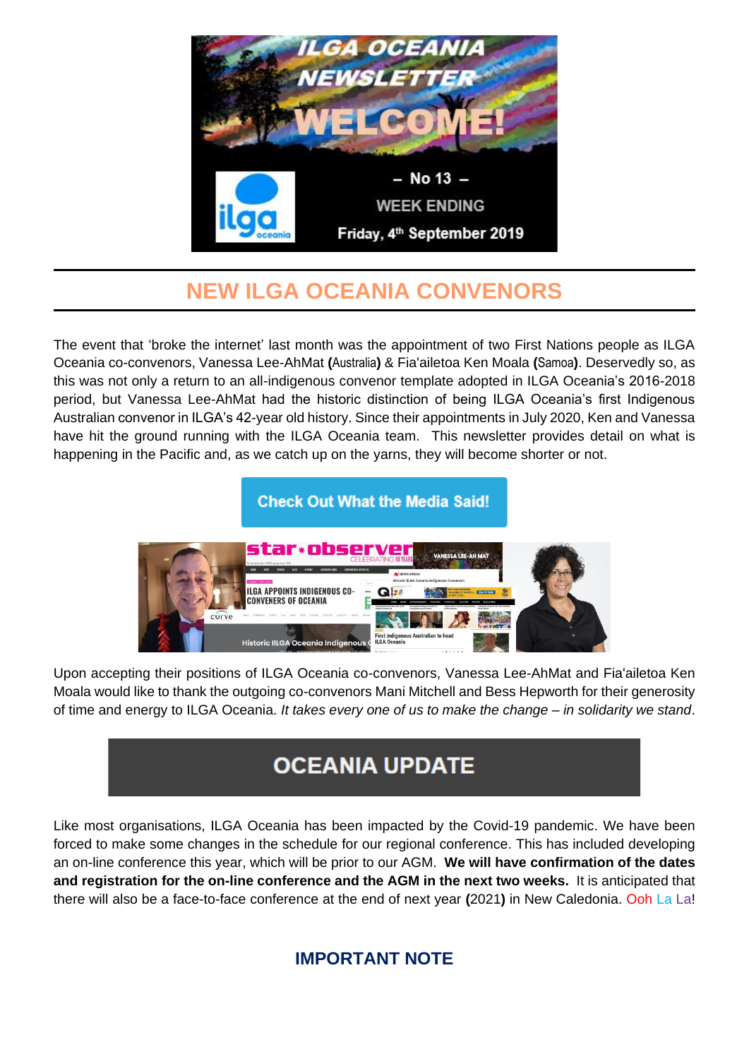# ILGA OCEANIA NEWSLETTER

# WELCOME!

– No 13 –

WEEK ENDING

Friday, 4th September 2019

## NEW ILGA OCEANIA CONVENORS

The event that 'broke the internet' last month was the appointment of two First Nations people as ILGA Oceania co-convenors, Vanessa Lee-AhMat **(**Australia**)** & Fia'ailetoa Ken Moala **(**Samoa**)**. Deservedly so, as this was not only a return to an all-indigenous convenor template adopted in ILGA Oceania's 2016-2018 period, but Vanessa Lee-AhMat had the historic distinction of being ILGA Oceania's first Indigenous Australian convenor in ILGA's 42-year old history. Since their appointments in July 2020, Ken and Vanessa have hit the ground running with the ILGA Oceania team. This newsletter provides detail on what is happening in the Pacific and, as we catch up on the yarns, they will become shorter or not.

**Check Out What the Media Said!**

Upon accepting their positions of ILGA Oceania co-convenors, Vanessa Lee-AhMat and Fia'ailetoa Ken Moala would like to thank the outgoing co-convenors Mani Mitchell and Bess Hepworth for their generosity of time and energy to ILGA Oceania. *It takes every one of us to make the change – in solidarity we stand*.

## OCEANIA UPDATE

Like most organisations, ILGA Oceania has been impacted by the Covid-19 pandemic. We have been forced to make some changes in the schedule for our regional conference. This has included developing an on-line conference this year, which will be prior to our AGM. **We will have confirmation of the dates and registration for the on-line conference and the AGM in the next two weeks.** It is anticipated that there will also be a face-to-face conference at the end of next year **(**2021**)** in New Caledonia. Ooh La La!

### IMPORTANT NOTE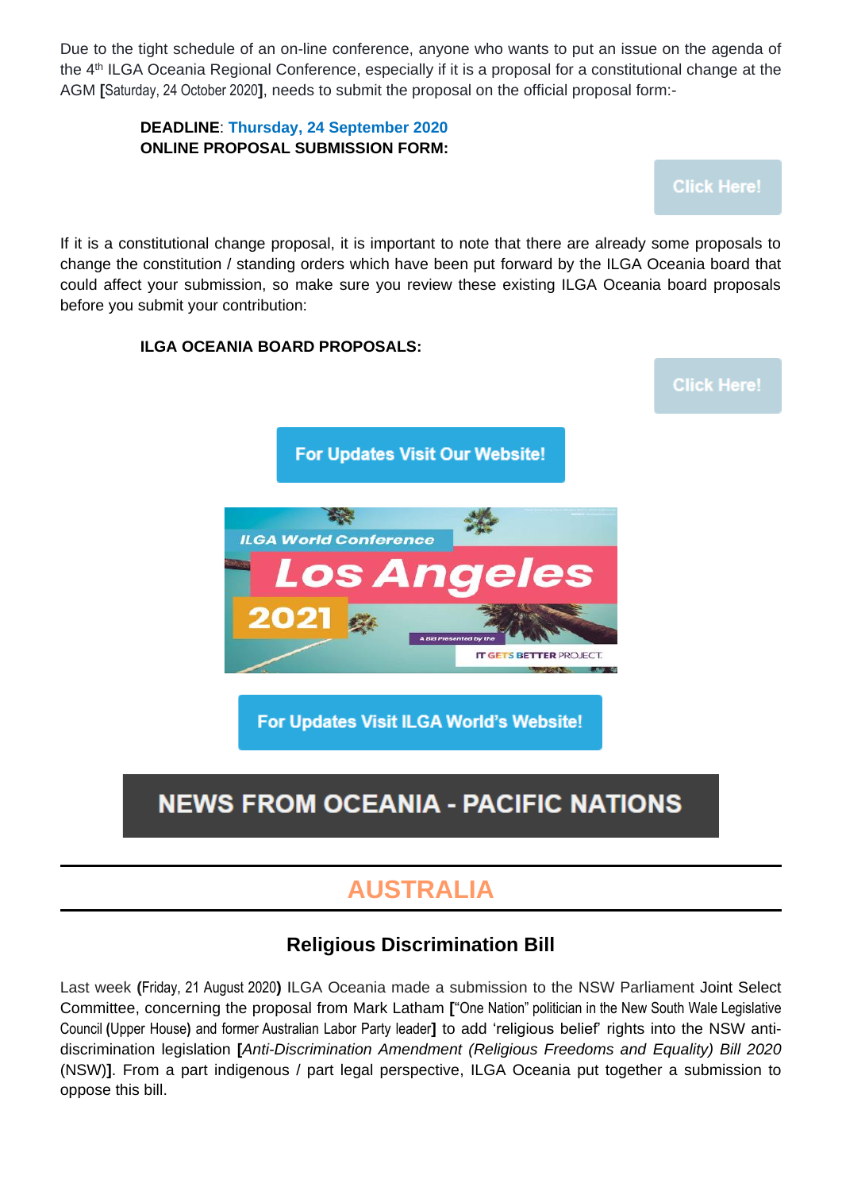Due to the tight schedule of an on-line conference, anyone who wants to put an issue on the agenda of the 4th ILGA Oceania Regional Conference, especially if it is a proposal for a constitutional change at the AGM [Saturday, 24 October 2020], needs to submit the proposal on the official proposal form:-

**DEADLINE**: **Thursday, 24 September 2020**
**ONLINE PROPOSAL SUBMISSION FORM:**

Click Here!

If it is a constitutional change proposal, it is important to note that there are already some proposals to change the constitution / standing orders which have been put forward by the ILGA Oceania board that could affect your submission, so make sure you review these existing ILGA Oceania board proposals before you submit your contribution:

**ILGA OCEANIA BOARD PROPOSALS:**

Click Here!

For Updates Visit Our Website!

ILGA World Conference Los Angeles 2021

For Updates Visit ILGA World's Website!

# NEWS FROM OCEANIA - PACIFIC NATIONS

## AUSTRALIA

### Religious Discrimination Bill

Last week (Friday, 21 August 2020) ILGA Oceania made a submission to the NSW Parliament Joint Select Committee, concerning the proposal from Mark Latham ["One Nation" politician in the New South Wale Legislative Council (Upper House) and former Australian Labor Party leader] to add 'religious belief' rights into the NSW anti-discrimination legislation [*Anti-Discrimination Amendment (Religious Freedoms and Equality) Bill 2020* (NSW)]. From a part indigenous / part legal perspective, ILGA Oceania put together a submission to oppose this bill.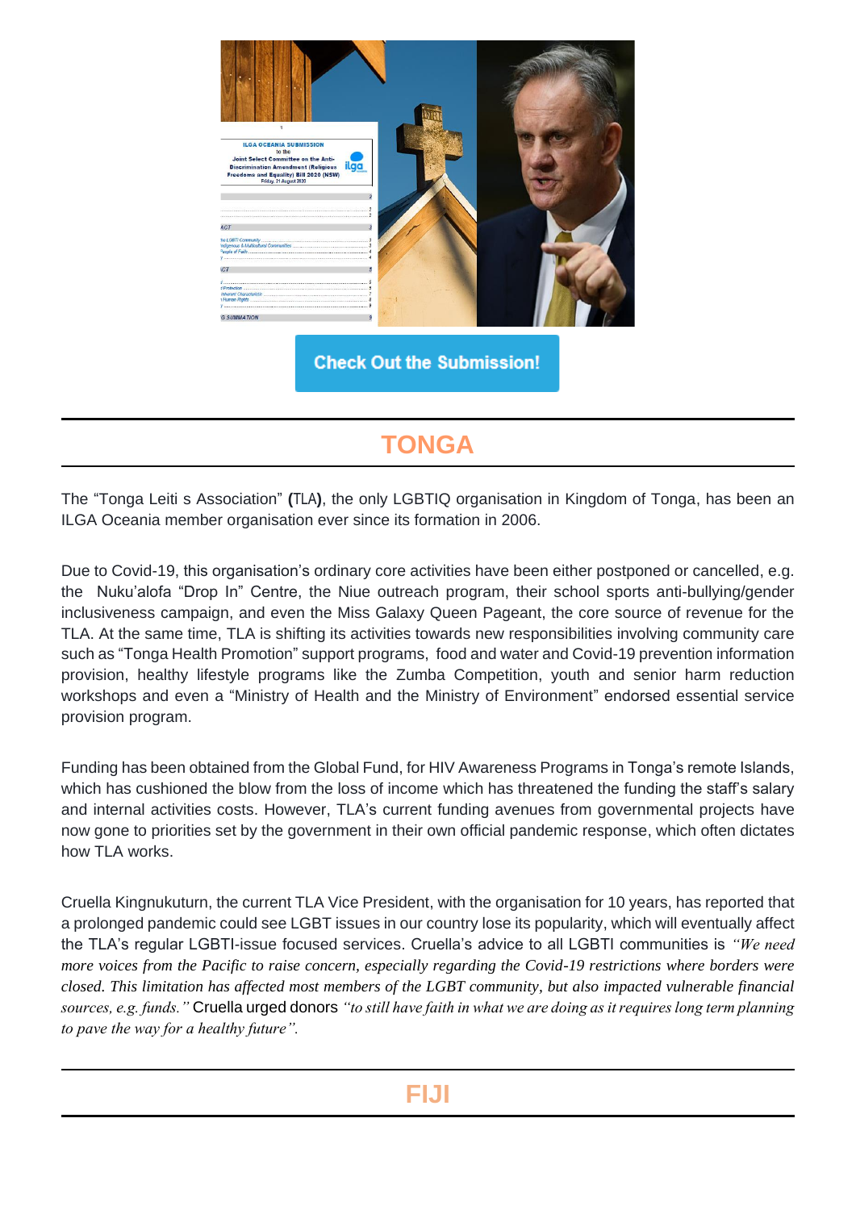Check Out the Submission!

## TONGA

The “Tonga Leiti s Association” **(**TLA**)**, the only LGBTIQ organisation in Kingdom of Tonga, has been an ILGA Oceania member organisation ever since its formation in 2006.

Due to Covid-19, this organisation’s ordinary core activities have been either postponed or cancelled, e.g. the Nuku’alofa “Drop In” Centre, the Niue outreach program, their school sports anti-bullying/gender inclusiveness campaign, and even the Miss Galaxy Queen Pageant, the core source of revenue for the TLA. At the same time, TLA is shifting its activities towards new responsibilities involving community care such as “Tonga Health Promotion” support programs, food and water and Covid-19 prevention information provision, healthy lifestyle programs like the Zumba Competition, youth and senior harm reduction workshops and even a “Ministry of Health and the Ministry of Environment” endorsed essential service provision program.

Funding has been obtained from the Global Fund, for HIV Awareness Programs in Tonga’s remote Islands, which has cushioned the blow from the loss of income which has threatened the funding the staff’s salary and internal activities costs. However, TLA’s current funding avenues from governmental projects have now gone to priorities set by the government in their own official pandemic response, which often dictates how TLA works.

Cruella Kingnukuturn, the current TLA Vice President, with the organisation for 10 years, has reported that a prolonged pandemic could see LGBT issues in our country lose its popularity, which will eventually affect the TLA’s regular LGBTI-issue focused services. Cruella’s advice to all LGBTI communities is *“We need more voices from the Pacific to raise concern, especially regarding the Covid-19 restrictions where borders were closed. This limitation has affected most members of the LGBT community, but also impacted vulnerable financial sources, e.g. funds.”* Cruella urged donors *“to still have faith in what we are doing as it requires long term planning to pave the way for a healthy future”.*

## FIJI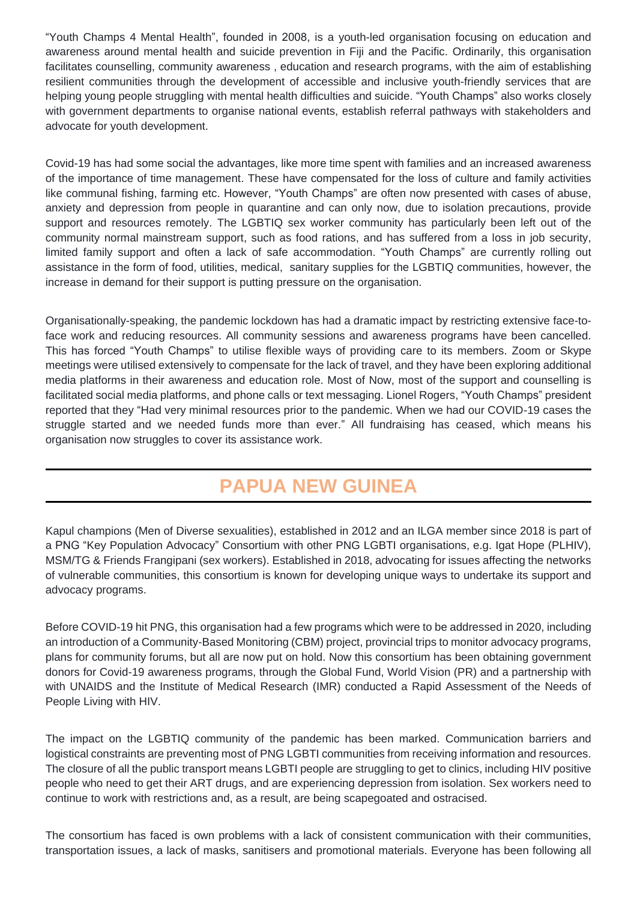“Youth Champs 4 Mental Health”, founded in 2008, is a youth-led organisation focusing on education and awareness around mental health and suicide prevention in Fiji and the Pacific. Ordinarily, this organisation facilitates counselling, community awareness , education and research programs, with the aim of establishing resilient communities through the development of accessible and inclusive youth-friendly services that are helping young people struggling with mental health difficulties and suicide. “Youth Champs” also works closely with government departments to organise national events, establish referral pathways with stakeholders and advocate for youth development.

Covid-19 has had some social the advantages, like more time spent with families and an increased awareness of the importance of time management. These have compensated for the loss of culture and family activities like communal fishing, farming etc. However, “Youth Champs” are often now presented with cases of abuse, anxiety and depression from people in quarantine and can only now, due to isolation precautions, provide support and resources remotely. The LGBTIQ sex worker community has particularly been left out of the community normal mainstream support, such as food rations, and has suffered from a loss in job security, limited family support and often a lack of safe accommodation. “Youth Champs” are currently rolling out assistance in the form of food, utilities, medical, sanitary supplies for the LGBTIQ communities, however, the increase in demand for their support is putting pressure on the organisation.

Organisationally-speaking, the pandemic lockdown has had a dramatic impact by restricting extensive face-to-face work and reducing resources. All community sessions and awareness programs have been cancelled. This has forced “Youth Champs” to utilise flexible ways of providing care to its members. Zoom or Skype meetings were utilised extensively to compensate for the lack of travel, and they have been exploring additional media platforms in their awareness and education role. Most of Now, most of the support and counselling is facilitated social media platforms, and phone calls or text messaging. Lionel Rogers, “Youth Champs” president reported that they “Had very minimal resources prior to the pandemic. When we had our COVID-19 cases the struggle started and we needed funds more than ever.” All fundraising has ceased, which means his organisation now struggles to cover its assistance work.

## PAPUA NEW GUINEA

Kapul champions (Men of Diverse sexualities), established in 2012 and an ILGA member since 2018 is part of a PNG “Key Population Advocacy” Consortium with other PNG LGBTI organisations, e.g. Igat Hope (PLHIV), MSM/TG & Friends Frangipani (sex workers). Established in 2018, advocating for issues affecting the networks of vulnerable communities, this consortium is known for developing unique ways to undertake its support and advocacy programs.

Before COVID-19 hit PNG, this organisation had a few programs which were to be addressed in 2020, including an introduction of a Community-Based Monitoring (CBM) project, provincial trips to monitor advocacy programs, plans for community forums, but all are now put on hold. Now this consortium has been obtaining government donors for Covid-19 awareness programs, through the Global Fund, World Vision (PR) and a partnership with with UNAIDS and the Institute of Medical Research (IMR) conducted a Rapid Assessment of the Needs of People Living with HIV.

The impact on the LGBTIQ community of the pandemic has been marked. Communication barriers and logistical constraints are preventing most of PNG LGBTI communities from receiving information and resources. The closure of all the public transport means LGBTI people are struggling to get to clinics, including HIV positive people who need to get their ART drugs, and are experiencing depression from isolation. Sex workers need to continue to work with restrictions and, as a result, are being scapegoated and ostracised.

The consortium has faced is own problems with a lack of consistent communication with their communities, transportation issues, a lack of masks, sanitisers and promotional materials. Everyone has been following all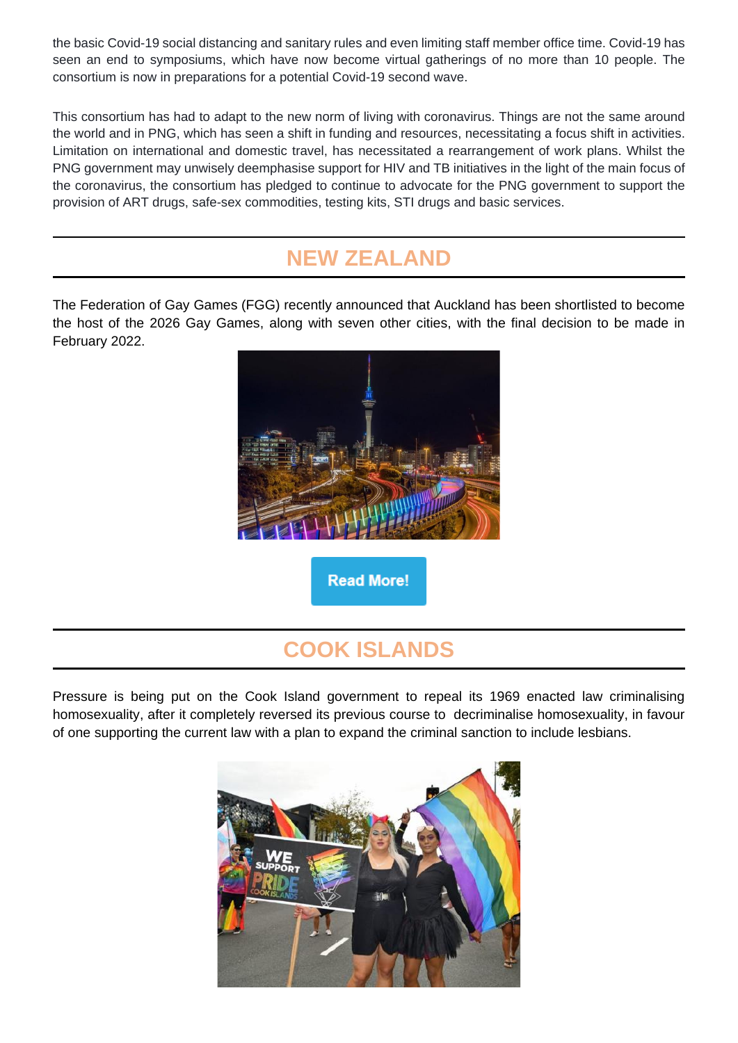the basic Covid-19 social distancing and sanitary rules and even limiting staff member office time. Covid-19 has seen an end to symposiums, which have now become virtual gatherings of no more than 10 people. The consortium is now in preparations for a potential Covid-19 second wave.

This consortium has had to adapt to the new norm of living with coronavirus. Things are not the same around the world and in PNG, which has seen a shift in funding and resources, necessitating a focus shift in activities. Limitation on international and domestic travel, has necessitated a rearrangement of work plans. Whilst the PNG government may unwisely deemphasise support for HIV and TB initiatives in the light of the main focus of the coronavirus, the consortium has pledged to continue to advocate for the PNG government to support the provision of ART drugs, safe-sex commodities, testing kits, STI drugs and basic services.

## NEW ZEALAND

The Federation of Gay Games (FGG) recently announced that Auckland has been shortlisted to become the host of the 2026 Gay Games, along with seven other cities, with the final decision to be made in February 2022.

Read More!

## COOK ISLANDS

Pressure is being put on the Cook Island government to repeal its 1969 enacted law criminalising homosexuality, after it completely reversed its previous course to decriminalise homosexuality, in favour of one supporting the current law with a plan to expand the criminal sanction to include lesbians.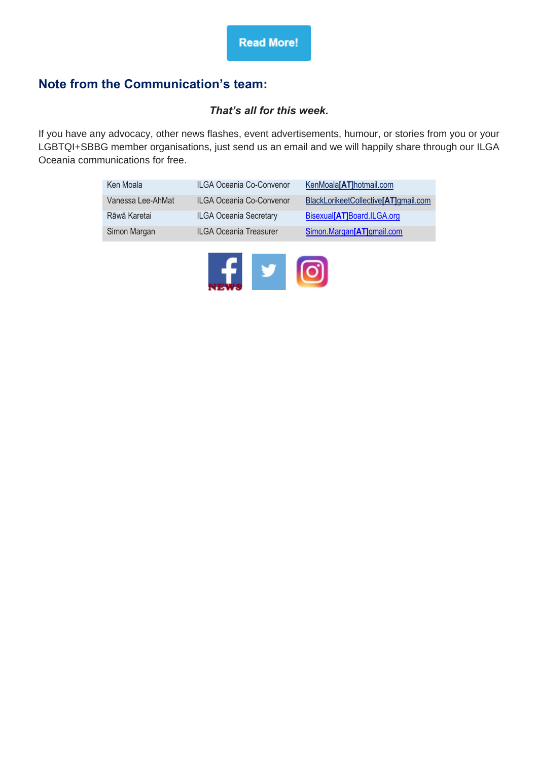Read More!

## Note from the Communication's team:

***That's all for this week.***

If you have any advocacy, other news flashes, event advertisements, humour, or stories from you or your LGBTQI+SBBG member organisations, just send us an email and we will happily share through our ILGA Oceania communications for free.

| | | |
|---|---|---|
| Ken Moala | ILGA Oceania Co-Convenor | KenMoala**[AT]**hotmail.com |
| Vanessa Lee-AhMat | ILGA Oceania Co-Convenor | BlackLorikeetCollective**[AT]**gmail.com |
| Rāwā Karetai | ILGA Oceania Secretary | Bisexual**[AT]**Board.ILGA.org |
| Simon Margan | ILGA Oceania Treasurer | Simon.Margan**[AT]**gmail.com |

NEWS